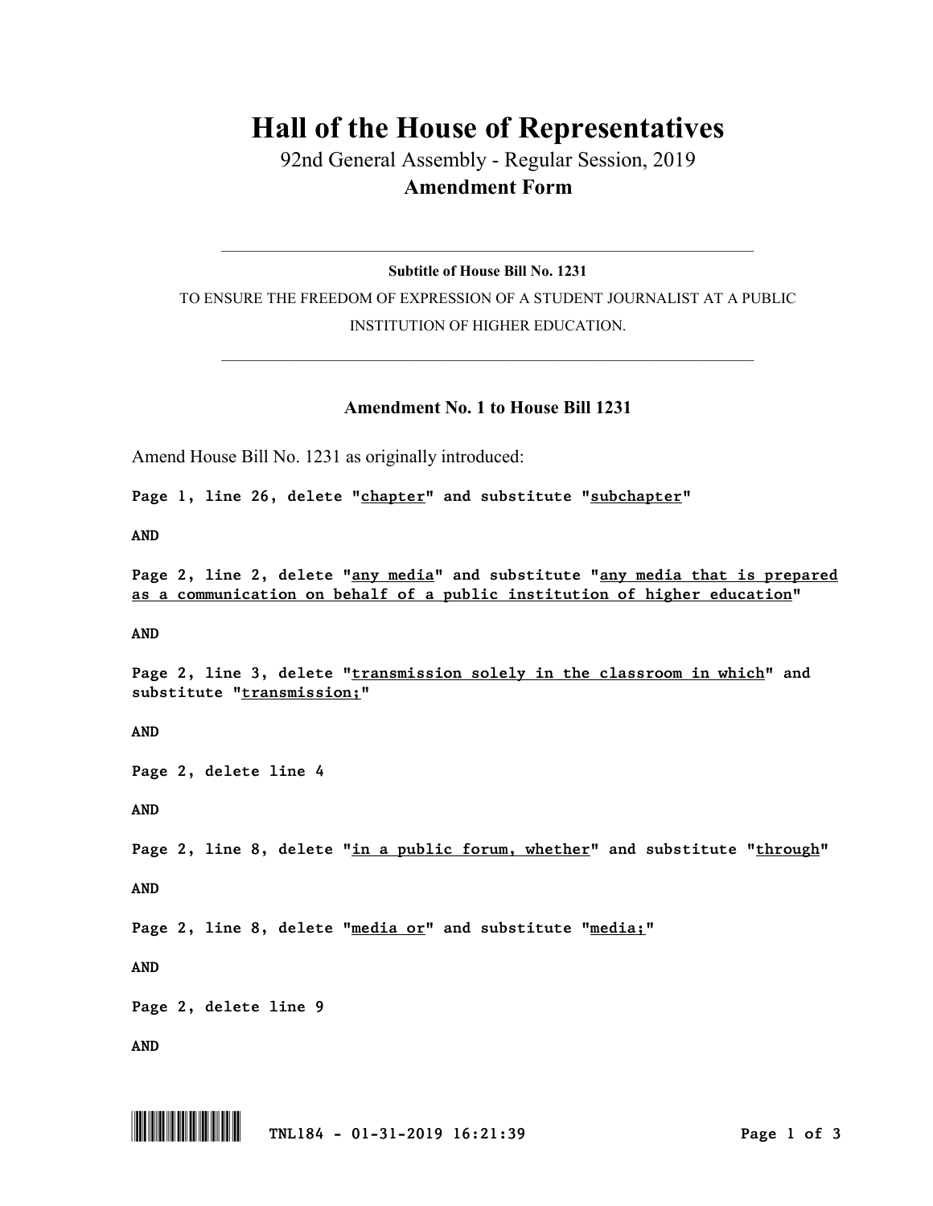# Hall of the House of Representatives

92nd General Assembly - Regular Session, 2019

**Amendment Form**

---

**Subtitle of House Bill No. 1231**

TO ENSURE THE FREEDOM OF EXPRESSION OF A STUDENT JOURNALIST AT A PUBLIC INSTITUTION OF HIGHER EDUCATION.

---

## Amendment No. 1 to House Bill 1231

Amend House Bill No. 1231 as originally introduced:

**Page 1, line 26, delete "chapter" and substitute "subchapter"**

**AND**

**Page 2, line 2, delete "any media" and substitute "any media that is prepared as a communication on behalf of a public institution of higher education"**

**AND**

**Page 2, line 3, delete "transmission solely in the classroom in which" and substitute "transmission;"**

**AND**

**Page 2, delete line 4**

**AND**

**Page 2, line 8, delete "in a public forum, whether" and substitute "through"**

**AND**

**Page 2, line 8, delete "media or" and substitute "media;"**

**AND**

**Page 2, delete line 9**

**AND**

TNL184 - 01-31-2019 16:21:39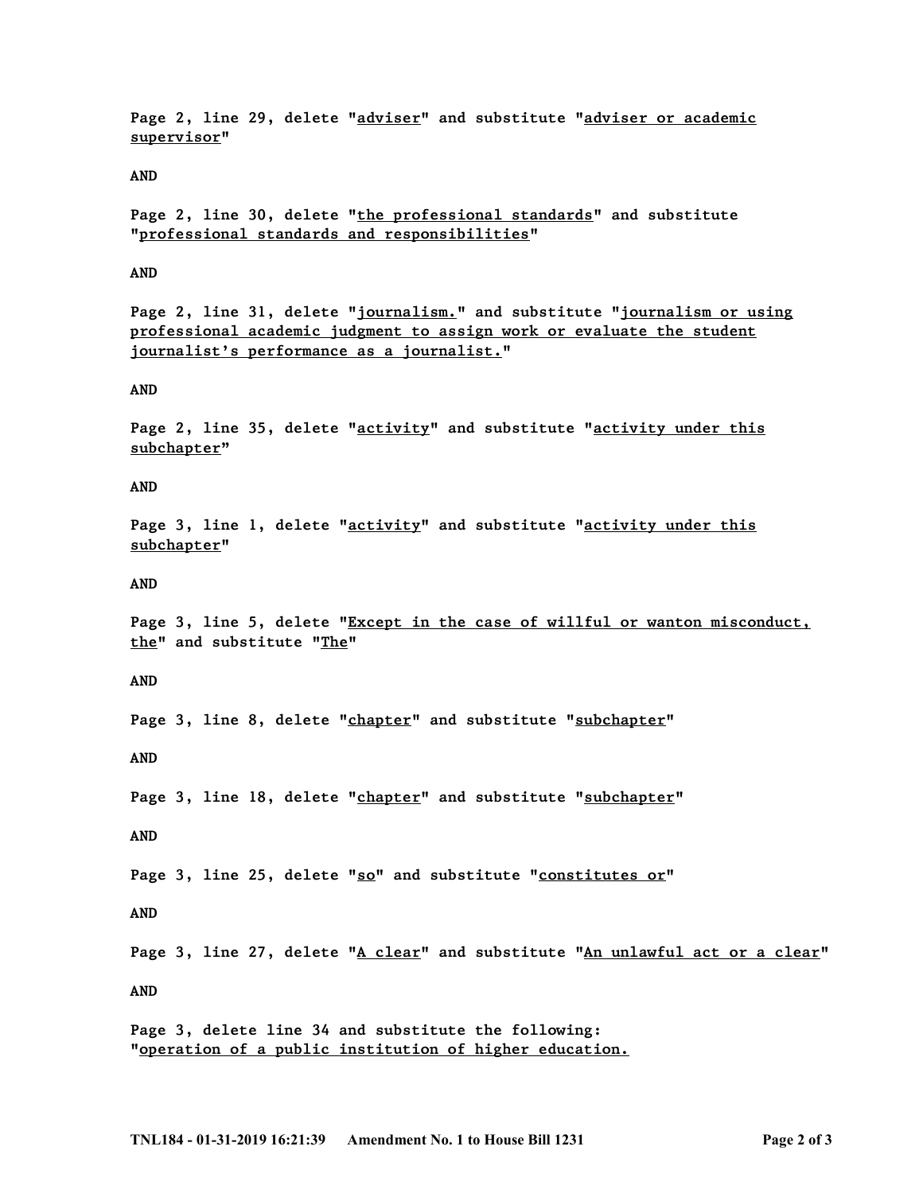**Page 2, line 29, delete "adviser" and substitute "adviser or academic supervisor"**

**AND**

**Page 2, line 30, delete "the professional standards" and substitute "professional standards and responsibilities"**

**AND**

**Page 2, line 31, delete "journalism." and substitute "journalism or using professional academic judgment to assign work or evaluate the student journalist's performance as a journalist."**

**AND**

**Page 2, line 35, delete "activity" and substitute "activity under this subchapter"**

**AND**

**Page 3, line 1, delete "activity" and substitute "activity under this subchapter"**

**AND**

**Page 3, line 5, delete "Except in the case of willful or wanton misconduct, the" and substitute "The"**

**AND**

**Page 3, line 8, delete "chapter" and substitute "subchapter"**

**AND**

**Page 3, line 18, delete "chapter" and substitute "subchapter"**

**AND**

**Page 3, line 25, delete "so" and substitute "constitutes or"**

**AND**

**Page 3, line 27, delete "A clear" and substitute "An unlawful act or a clear"**

**AND**

**Page 3, delete line 34 and substitute the following:**
**"operation of a public institution of higher education.**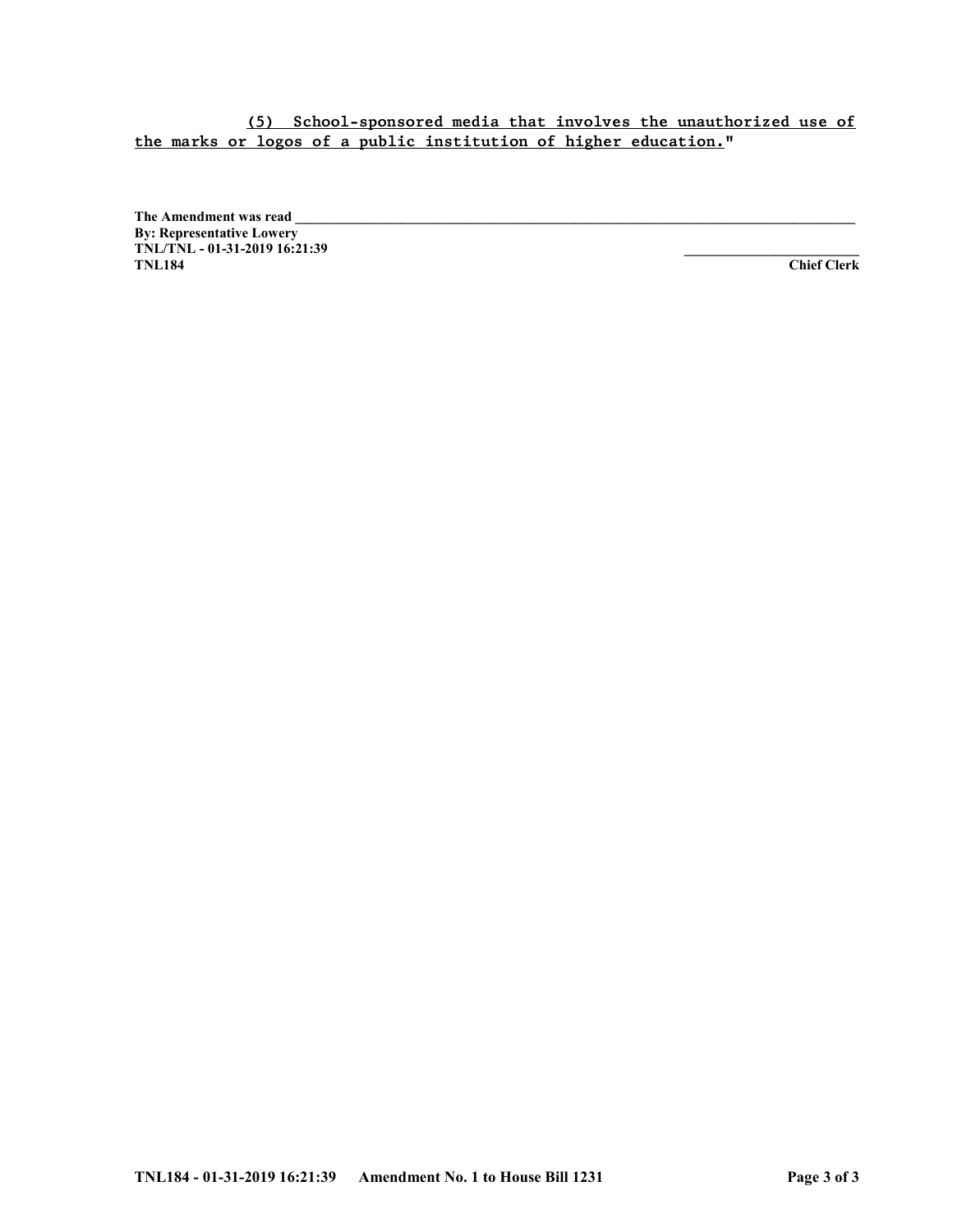(5) School-sponsored media that involves the unauthorized use of the marks or logos of a public institution of higher education."

**The Amendment was read ______________________________**
**By: Representative Lowery**
**TNL/TNL - 01-31-2019 16:21:39**
**TNL184**

**______________________**
**Chief Clerk**